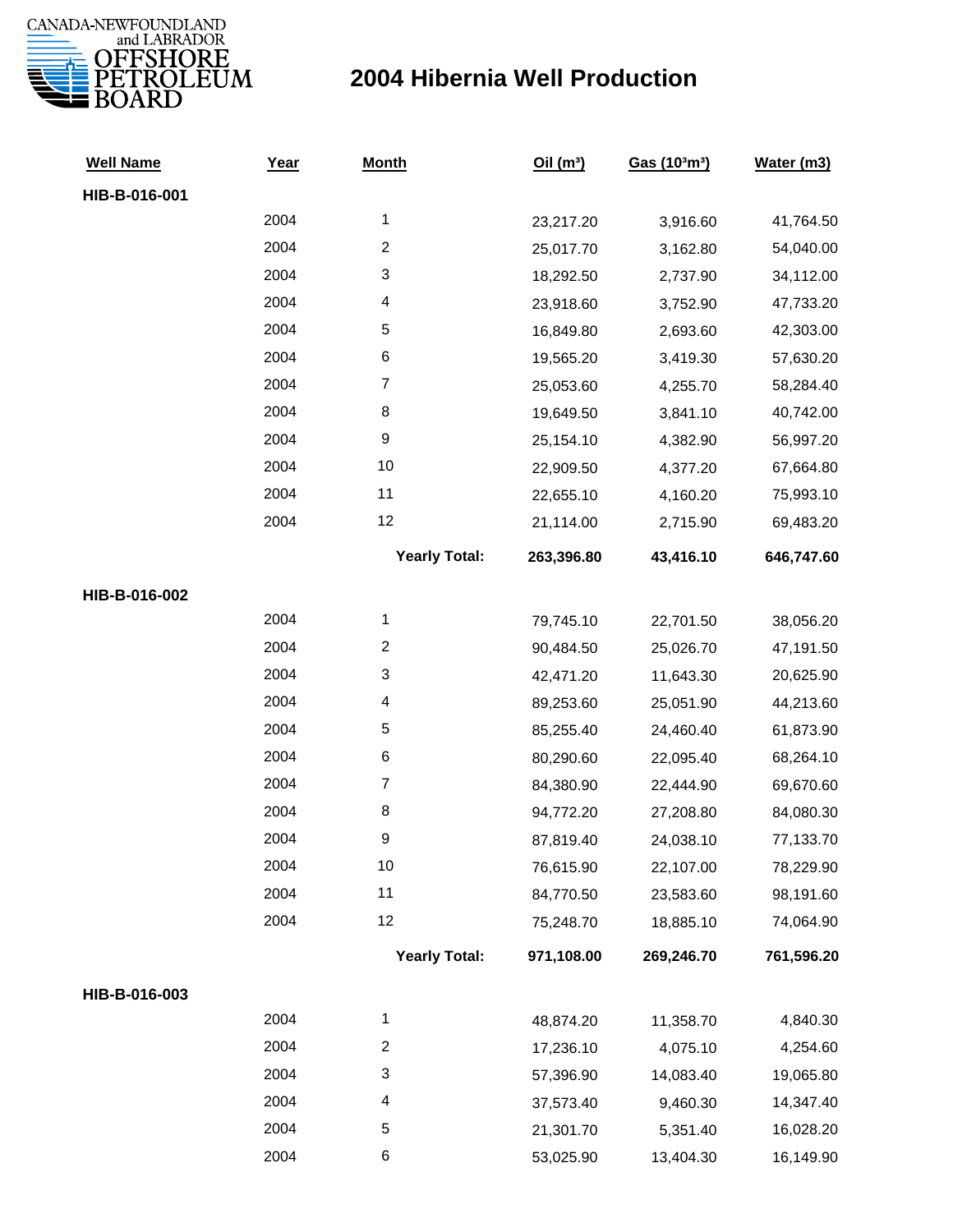CANADA-NEWFOUNDLAND and LABRADOR OFFSHORE PETROLEUM BOARD

# 2004 Hibernia Well Production

| Well Name | Year | Month | Oil ($m^3$) | Gas ($10^3m^3$) | Water (m3) |
|---|---|---|---|---|---|
| **HIB-B-016-001** | | | | | |
| | 2004 | 1 | 23,217.20 | 3,916.60 | 41,764.50 |
| | 2004 | 2 | 25,017.70 | 3,162.80 | 54,040.00 |
| | 2004 | 3 | 18,292.50 | 2,737.90 | 34,112.00 |
| | 2004 | 4 | 23,918.60 | 3,752.90 | 47,733.20 |
| | 2004 | 5 | 16,849.80 | 2,693.60 | 42,303.00 |
| | 2004 | 6 | 19,565.20 | 3,419.30 | 57,630.20 |
| | 2004 | 7 | 25,053.60 | 4,255.70 | 58,284.40 |
| | 2004 | 8 | 19,649.50 | 3,841.10 | 40,742.00 |
| | 2004 | 9 | 25,154.10 | 4,382.90 | 56,997.20 |
| | 2004 | 10 | 22,909.50 | 4,377.20 | 67,664.80 |
| | 2004 | 11 | 22,655.10 | 4,160.20 | 75,993.10 |
| | 2004 | 12 | 21,114.00 | 2,715.90 | 69,483.20 |
| | | **Yearly Total:** | **263,396.80** | **43,416.10** | **646,747.60** |
| **HIB-B-016-002** | | | | | |
| | 2004 | 1 | 79,745.10 | 22,701.50 | 38,056.20 |
| | 2004 | 2 | 90,484.50 | 25,026.70 | 47,191.50 |
| | 2004 | 3 | 42,471.20 | 11,643.30 | 20,625.90 |
| | 2004 | 4 | 89,253.60 | 25,051.90 | 44,213.60 |
| | 2004 | 5 | 85,255.40 | 24,460.40 | 61,873.90 |
| | 2004 | 6 | 80,290.60 | 22,095.40 | 68,264.10 |
| | 2004 | 7 | 84,380.90 | 22,444.90 | 69,670.60 |
| | 2004 | 8 | 94,772.20 | 27,208.80 | 84,080.30 |
| | 2004 | 9 | 87,819.40 | 24,038.10 | 77,133.70 |
| | 2004 | 10 | 76,615.90 | 22,107.00 | 78,229.90 |
| | 2004 | 11 | 84,770.50 | 23,583.60 | 98,191.60 |
| | 2004 | 12 | 75,248.70 | 18,885.10 | 74,064.90 |
| | | **Yearly Total:** | **971,108.00** | **269,246.70** | **761,596.20** |
| **HIB-B-016-003** | | | | | |
| | 2004 | 1 | 48,874.20 | 11,358.70 | 4,840.30 |
| | 2004 | 2 | 17,236.10 | 4,075.10 | 4,254.60 |
| | 2004 | 3 | 57,396.90 | 14,083.40 | 19,065.80 |
| | 2004 | 4 | 37,573.40 | 9,460.30 | 14,347.40 |
| | 2004 | 5 | 21,301.70 | 5,351.40 | 16,028.20 |
| | 2004 | 6 | 53,025.90 | 13,404.30 | 16,149.90 |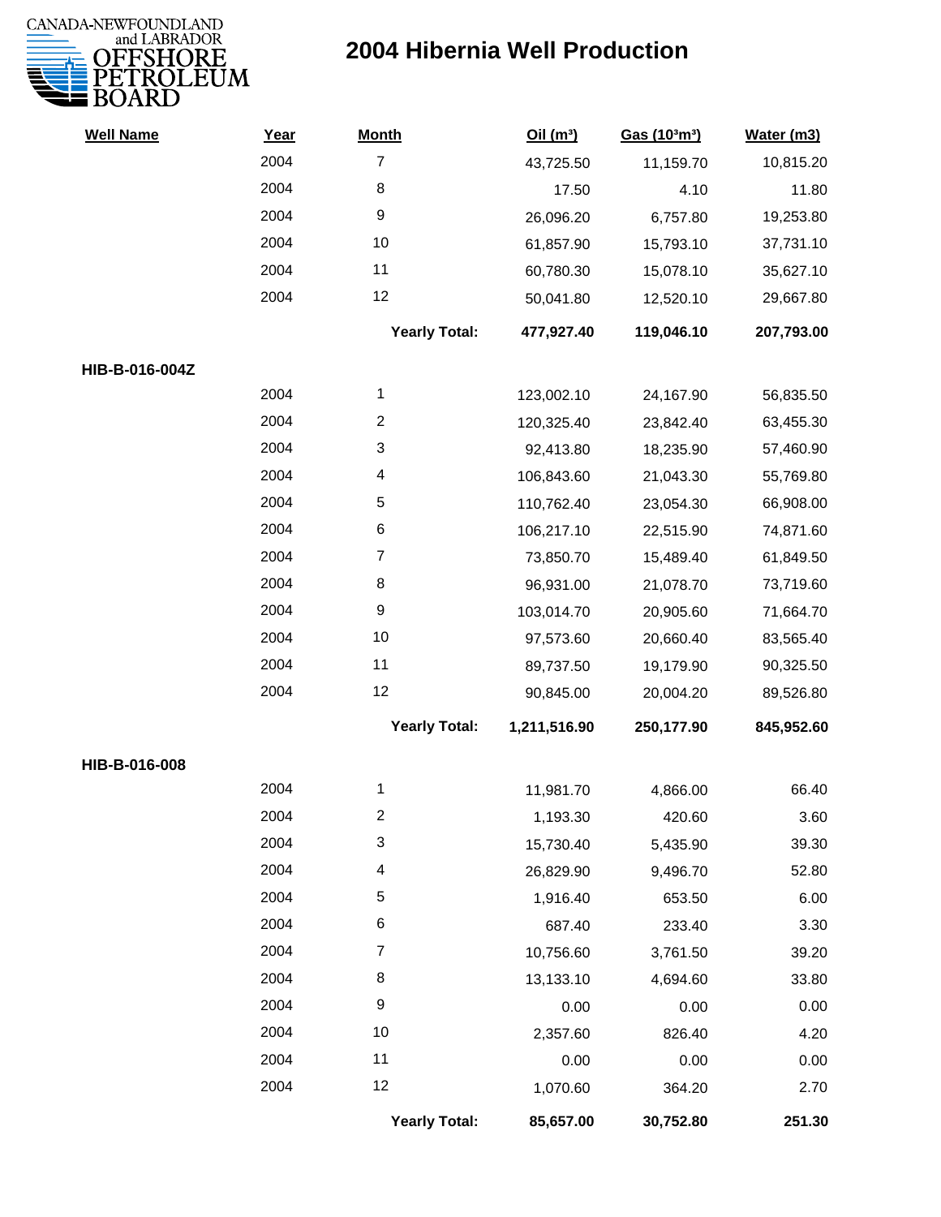# 2004 Hibernia Well Production

| Well Name | Year | Month | Oil (m³) | Gas (10³m³) | Water (m3) |
|---|---|---|---|---|---|
| | 2004 | 7 | 43,725.50 | 11,159.70 | 10,815.20 |
| | 2004 | 8 | 17.50 | 4.10 | 11.80 |
| | 2004 | 9 | 26,096.20 | 6,757.80 | 19,253.80 |
| | 2004 | 10 | 61,857.90 | 15,793.10 | 37,731.10 |
| | 2004 | 11 | 60,780.30 | 15,078.10 | 35,627.10 |
| | 2004 | 12 | 50,041.80 | 12,520.10 | 29,667.80 |
| | | **Yearly Total:** | **477,927.40** | **119,046.10** | **207,793.00** |
| **HIB-B-016-004Z** | | | | | |
| | 2004 | 1 | 123,002.10 | 24,167.90 | 56,835.50 |
| | 2004 | 2 | 120,325.40 | 23,842.40 | 63,455.30 |
| | 2004 | 3 | 92,413.80 | 18,235.90 | 57,460.90 |
| | 2004 | 4 | 106,843.60 | 21,043.30 | 55,769.80 |
| | 2004 | 5 | 110,762.40 | 23,054.30 | 66,908.00 |
| | 2004 | 6 | 106,217.10 | 22,515.90 | 74,871.60 |
| | 2004 | 7 | 73,850.70 | 15,489.40 | 61,849.50 |
| | 2004 | 8 | 96,931.00 | 21,078.70 | 73,719.60 |
| | 2004 | 9 | 103,014.70 | 20,905.60 | 71,664.70 |
| | 2004 | 10 | 97,573.60 | 20,660.40 | 83,565.40 |
| | 2004 | 11 | 89,737.50 | 19,179.90 | 90,325.50 |
| | 2004 | 12 | 90,845.00 | 20,004.20 | 89,526.80 |
| | | **Yearly Total:** | **1,211,516.90** | **250,177.90** | **845,952.60** |
| **HIB-B-016-008** | | | | | |
| | 2004 | 1 | 11,981.70 | 4,866.00 | 66.40 |
| | 2004 | 2 | 1,193.30 | 420.60 | 3.60 |
| | 2004 | 3 | 15,730.40 | 5,435.90 | 39.30 |
| | 2004 | 4 | 26,829.90 | 9,496.70 | 52.80 |
| | 2004 | 5 | 1,916.40 | 653.50 | 6.00 |
| | 2004 | 6 | 687.40 | 233.40 | 3.30 |
| | 2004 | 7 | 10,756.60 | 3,761.50 | 39.20 |
| | 2004 | 8 | 13,133.10 | 4,694.60 | 33.80 |
| | 2004 | 9 | 0.00 | 0.00 | 0.00 |
| | 2004 | 10 | 2,357.60 | 826.40 | 4.20 |
| | 2004 | 11 | 0.00 | 0.00 | 0.00 |
| | 2004 | 12 | 1,070.60 | 364.20 | 2.70 |
| | | **Yearly Total:** | **85,657.00** | **30,752.80** | **251.30** |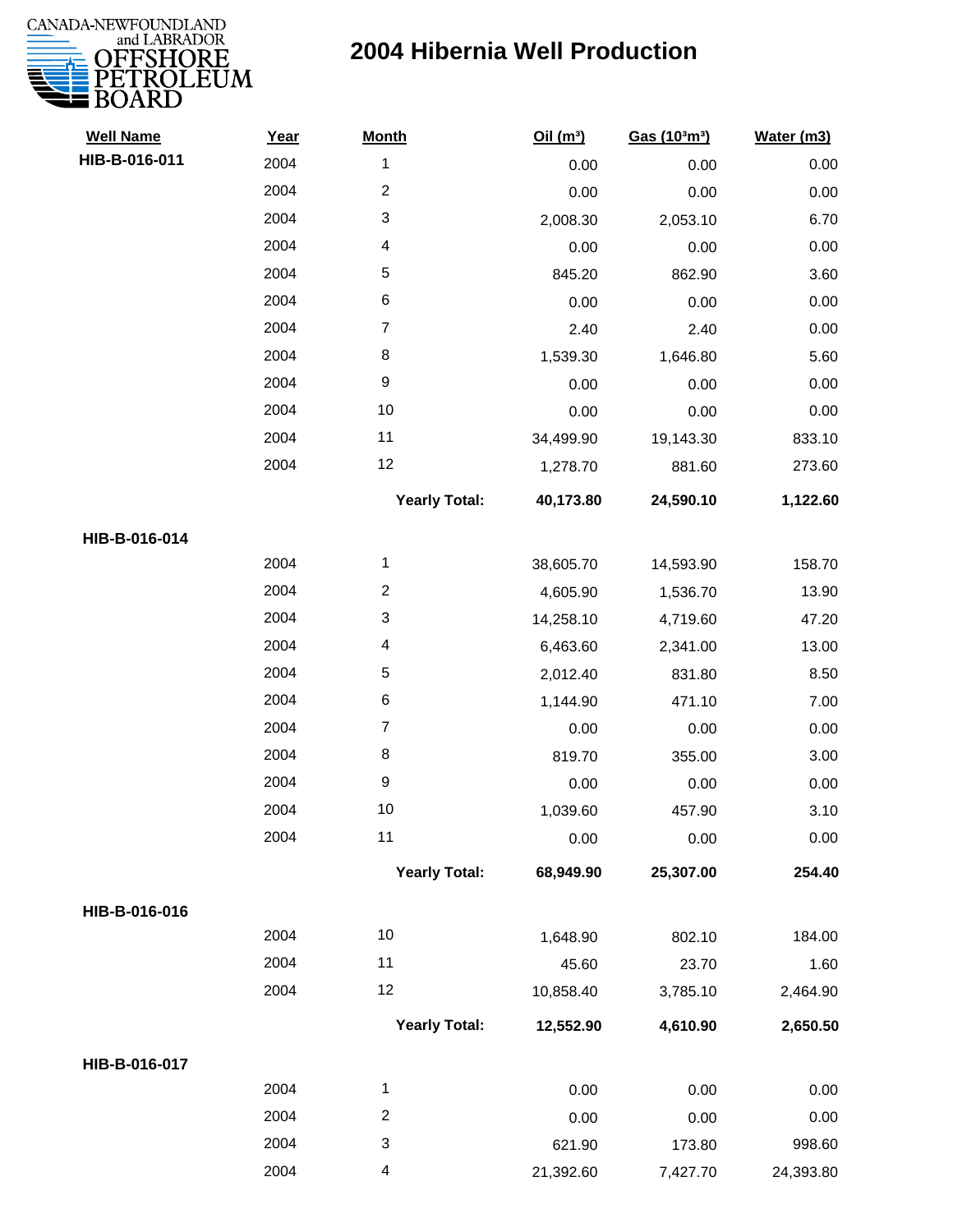CANADA-NEWFOUNDLAND and LABRADOR OFFSHORE PETROLEUM BOARD

# 2004 Hibernia Well Production

| Well Name | Year | Month | Oil ($m^3$) | Gas ($10^3m^3$) | Water (m3) |
|---|---|---|---|---|---|
| HIB-B-016-011 | 2004 | 1 | 0.00 | 0.00 | 0.00 |
| | 2004 | 2 | 0.00 | 0.00 | 0.00 |
| | 2004 | 3 | 2,008.30 | 2,053.10 | 6.70 |
| | 2004 | 4 | 0.00 | 0.00 | 0.00 |
| | 2004 | 5 | 845.20 | 862.90 | 3.60 |
| | 2004 | 6 | 0.00 | 0.00 | 0.00 |
| | 2004 | 7 | 2.40 | 2.40 | 0.00 |
| | 2004 | 8 | 1,539.30 | 1,646.80 | 5.60 |
| | 2004 | 9 | 0.00 | 0.00 | 0.00 |
| | 2004 | 10 | 0.00 | 0.00 | 0.00 |
| | 2004 | 11 | 34,499.90 | 19,143.30 | 833.10 |
| | 2004 | 12 | 1,278.70 | 881.60 | 273.60 |
| | | **Yearly Total:** | **40,173.80** | **24,590.10** | **1,122.60** |
| **HIB-B-016-014** | | | | | |
| | 2004 | 1 | 38,605.70 | 14,593.90 | 158.70 |
| | 2004 | 2 | 4,605.90 | 1,536.70 | 13.90 |
| | 2004 | 3 | 14,258.10 | 4,719.60 | 47.20 |
| | 2004 | 4 | 6,463.60 | 2,341.00 | 13.00 |
| | 2004 | 5 | 2,012.40 | 831.80 | 8.50 |
| | 2004 | 6 | 1,144.90 | 471.10 | 7.00 |
| | 2004 | 7 | 0.00 | 0.00 | 0.00 |
| | 2004 | 8 | 819.70 | 355.00 | 3.00 |
| | 2004 | 9 | 0.00 | 0.00 | 0.00 |
| | 2004 | 10 | 1,039.60 | 457.90 | 3.10 |
| | 2004 | 11 | 0.00 | 0.00 | 0.00 |
| | | **Yearly Total:** | **68,949.90** | **25,307.00** | **254.40** |
| **HIB-B-016-016** | | | | | |
| | 2004 | 10 | 1,648.90 | 802.10 | 184.00 |
| | 2004 | 11 | 45.60 | 23.70 | 1.60 |
| | 2004 | 12 | 10,858.40 | 3,785.10 | 2,464.90 |
| | | **Yearly Total:** | **12,552.90** | **4,610.90** | **2,650.50** |
| **HIB-B-016-017** | | | | | |
| | 2004 | 1 | 0.00 | 0.00 | 0.00 |
| | 2004 | 2 | 0.00 | 0.00 | 0.00 |
| | 2004 | 3 | 621.90 | 173.80 | 998.60 |
| | 2004 | 4 | 21,392.60 | 7,427.70 | 24,393.80 |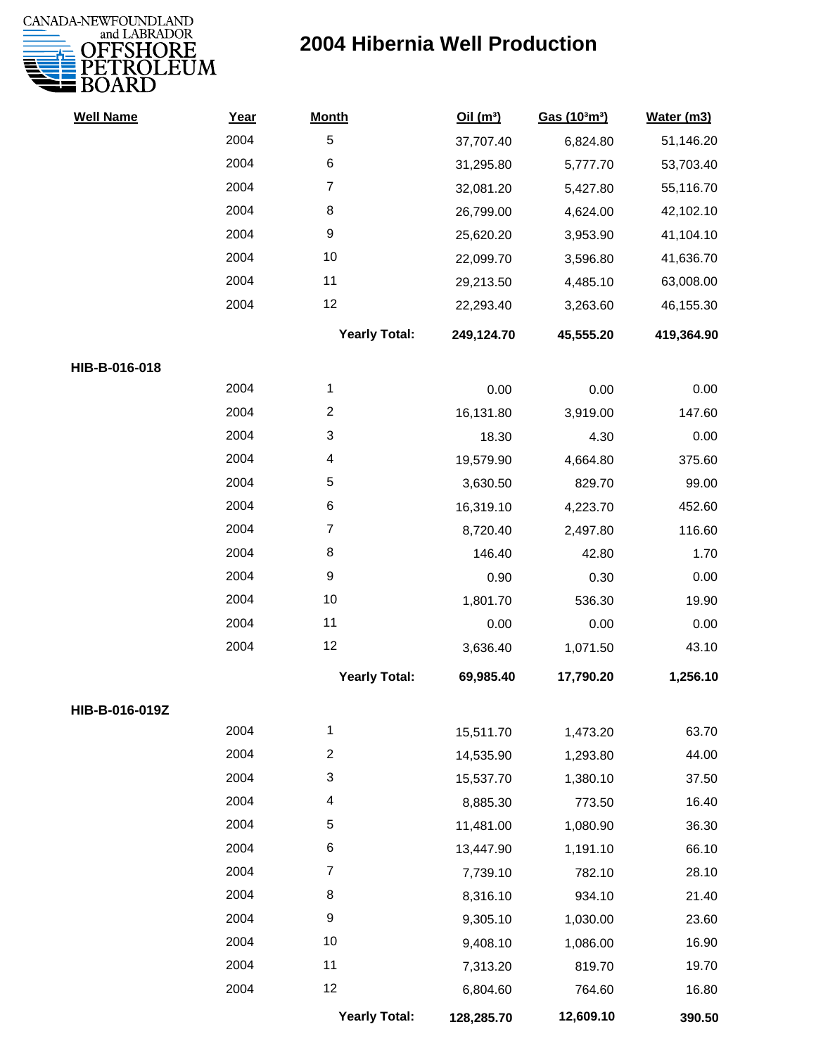# 2004 Hibernia Well Production

| Well Name | Year | Month | Oil ($m^3$) | Gas ($10^3m^3$) | Water (m3) |
|---|---|---|---|---|---|
| | 2004 | 5 | 37,707.40 | 6,824.80 | 51,146.20 |
| | 2004 | 6 | 31,295.80 | 5,777.70 | 53,703.40 |
| | 2004 | 7 | 32,081.20 | 5,427.80 | 55,116.70 |
| | 2004 | 8 | 26,799.00 | 4,624.00 | 42,102.10 |
| | 2004 | 9 | 25,620.20 | 3,953.90 | 41,104.10 |
| | 2004 | 10 | 22,099.70 | 3,596.80 | 41,636.70 |
| | 2004 | 11 | 29,213.50 | 4,485.10 | 63,008.00 |
| | 2004 | 12 | 22,293.40 | 3,263.60 | 46,155.30 |
| | | **Yearly Total:** | **249,124.70** | **45,555.20** | **419,364.90** |
| **HIB-B-016-018** | | | | | |
| | 2004 | 1 | 0.00 | 0.00 | 0.00 |
| | 2004 | 2 | 16,131.80 | 3,919.00 | 147.60 |
| | 2004 | 3 | 18.30 | 4.30 | 0.00 |
| | 2004 | 4 | 19,579.90 | 4,664.80 | 375.60 |
| | 2004 | 5 | 3,630.50 | 829.70 | 99.00 |
| | 2004 | 6 | 16,319.10 | 4,223.70 | 452.60 |
| | 2004 | 7 | 8,720.40 | 2,497.80 | 116.60 |
| | 2004 | 8 | 146.40 | 42.80 | 1.70 |
| | 2004 | 9 | 0.90 | 0.30 | 0.00 |
| | 2004 | 10 | 1,801.70 | 536.30 | 19.90 |
| | 2004 | 11 | 0.00 | 0.00 | 0.00 |
| | 2004 | 12 | 3,636.40 | 1,071.50 | 43.10 |
| | | **Yearly Total:** | **69,985.40** | **17,790.20** | **1,256.10** |
| **HIB-B-016-019Z** | | | | | |
| | 2004 | 1 | 15,511.70 | 1,473.20 | 63.70 |
| | 2004 | 2 | 14,535.90 | 1,293.80 | 44.00 |
| | 2004 | 3 | 15,537.70 | 1,380.10 | 37.50 |
| | 2004 | 4 | 8,885.30 | 773.50 | 16.40 |
| | 2004 | 5 | 11,481.00 | 1,080.90 | 36.30 |
| | 2004 | 6 | 13,447.90 | 1,191.10 | 66.10 |
| | 2004 | 7 | 7,739.10 | 782.10 | 28.10 |
| | 2004 | 8 | 8,316.10 | 934.10 | 21.40 |
| | 2004 | 9 | 9,305.10 | 1,030.00 | 23.60 |
| | 2004 | 10 | 9,408.10 | 1,086.00 | 16.90 |
| | 2004 | 11 | 7,313.20 | 819.70 | 19.70 |
| | 2004 | 12 | 6,804.60 | 764.60 | 16.80 |
| | | **Yearly Total:** | **128,285.70** | **12,609.10** | **390.50** |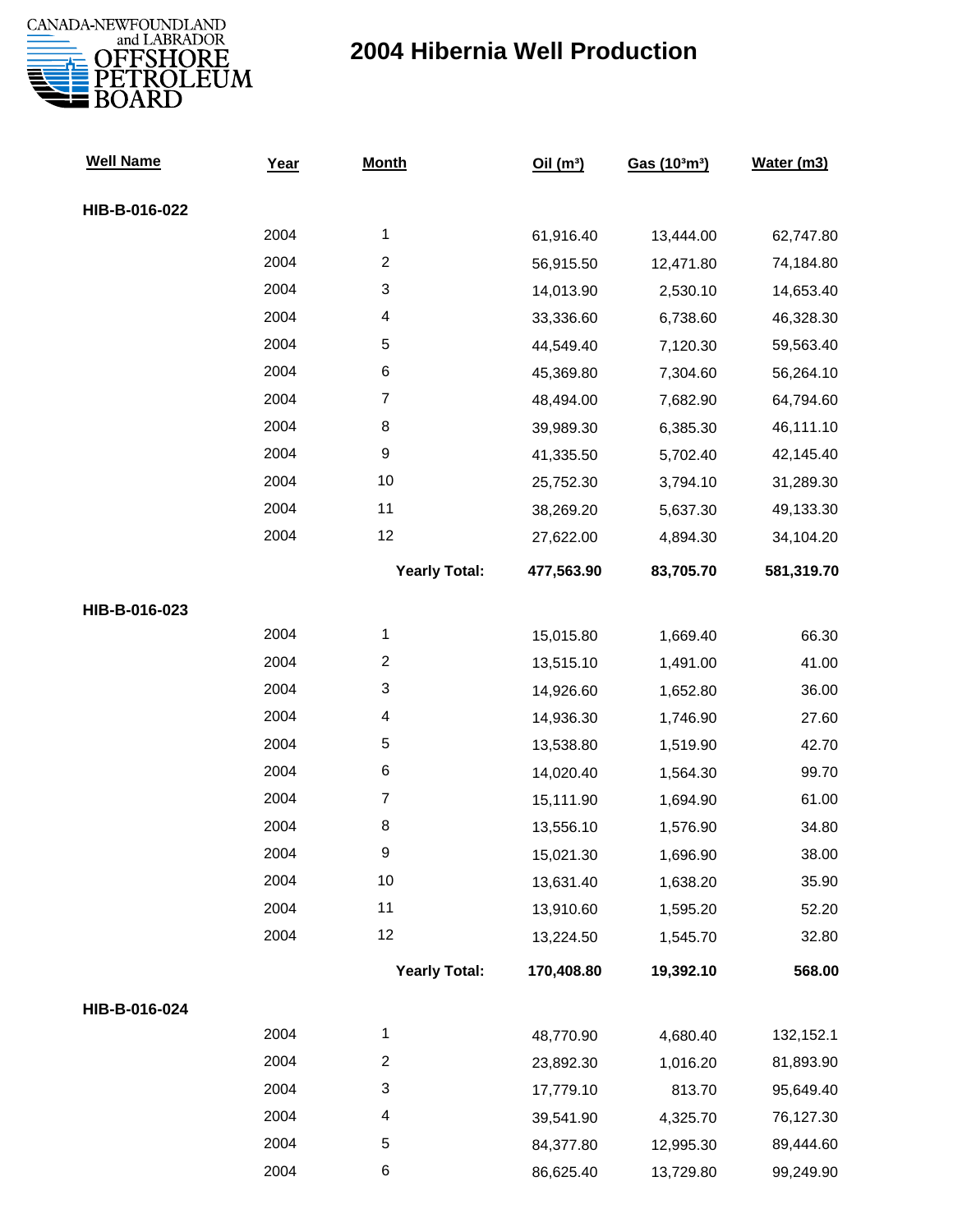# 2004 Hibernia Well Production

| Well Name | Year | Month | Oil ($m^3$) | Gas ($10^3m^3$) | Water (m3) |
|---|---|---|---|---|---|
| **HIB-B-016-022** | | | | | |
| | 2004 | 1 | 61,916.40 | 13,444.00 | 62,747.80 |
| | 2004 | 2 | 56,915.50 | 12,471.80 | 74,184.80 |
| | 2004 | 3 | 14,013.90 | 2,530.10 | 14,653.40 |
| | 2004 | 4 | 33,336.60 | 6,738.60 | 46,328.30 |
| | 2004 | 5 | 44,549.40 | 7,120.30 | 59,563.40 |
| | 2004 | 6 | 45,369.80 | 7,304.60 | 56,264.10 |
| | 2004 | 7 | 48,494.00 | 7,682.90 | 64,794.60 |
| | 2004 | 8 | 39,989.30 | 6,385.30 | 46,111.10 |
| | 2004 | 9 | 41,335.50 | 5,702.40 | 42,145.40 |
| | 2004 | 10 | 25,752.30 | 3,794.10 | 31,289.30 |
| | 2004 | 11 | 38,269.20 | 5,637.30 | 49,133.30 |
| | 2004 | 12 | 27,622.00 | 4,894.30 | 34,104.20 |
| | | **Yearly Total:** | **477,563.90** | **83,705.70** | **581,319.70** |
| **HIB-B-016-023** | | | | | |
| | 2004 | 1 | 15,015.80 | 1,669.40 | 66.30 |
| | 2004 | 2 | 13,515.10 | 1,491.00 | 41.00 |
| | 2004 | 3 | 14,926.60 | 1,652.80 | 36.00 |
| | 2004 | 4 | 14,936.30 | 1,746.90 | 27.60 |
| | 2004 | 5 | 13,538.80 | 1,519.90 | 42.70 |
| | 2004 | 6 | 14,020.40 | 1,564.30 | 99.70 |
| | 2004 | 7 | 15,111.90 | 1,694.90 | 61.00 |
| | 2004 | 8 | 13,556.10 | 1,576.90 | 34.80 |
| | 2004 | 9 | 15,021.30 | 1,696.90 | 38.00 |
| | 2004 | 10 | 13,631.40 | 1,638.20 | 35.90 |
| | 2004 | 11 | 13,910.60 | 1,595.20 | 52.20 |
| | 2004 | 12 | 13,224.50 | 1,545.70 | 32.80 |
| | | **Yearly Total:** | **170,408.80** | **19,392.10** | **568.00** |
| **HIB-B-016-024** | | | | | |
| | 2004 | 1 | 48,770.90 | 4,680.40 | 132,152.1 |
| | 2004 | 2 | 23,892.30 | 1,016.20 | 81,893.90 |
| | 2004 | 3 | 17,779.10 | 813.70 | 95,649.40 |
| | 2004 | 4 | 39,541.90 | 4,325.70 | 76,127.30 |
| | 2004 | 5 | 84,377.80 | 12,995.30 | 89,444.60 |
| | 2004 | 6 | 86,625.40 | 13,729.80 | 99,249.90 |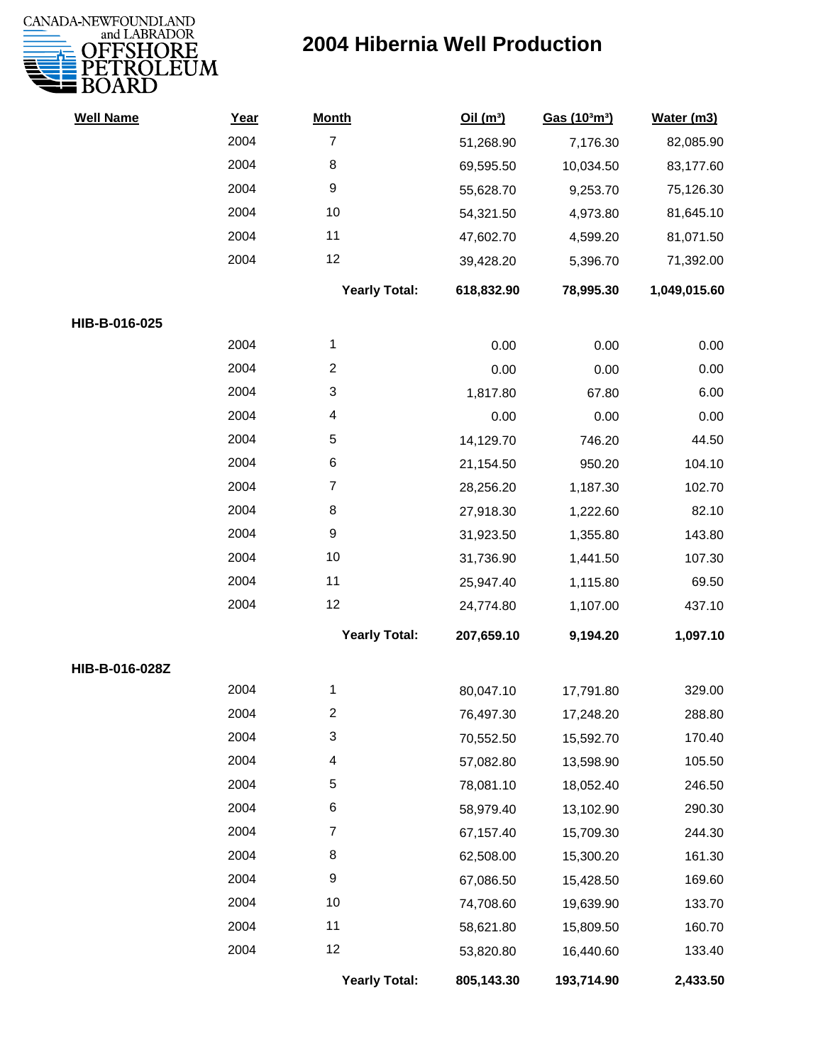# 2004 Hibernia Well Production

CANADA-NEWFOUNDLAND and LABRADOR OFFSHORE PETROLEUM BOARD

| Well Name | Year | Month | Oil ($m^3$) | Gas ($10^3m^3$) | Water (m3) |
|---|---|---|---|---|---|
| | 2004 | 7 | 51,268.90 | 7,176.30 | 82,085.90 |
| | 2004 | 8 | 69,595.50 | 10,034.50 | 83,177.60 |
| | 2004 | 9 | 55,628.70 | 9,253.70 | 75,126.30 |
| | 2004 | 10 | 54,321.50 | 4,973.80 | 81,645.10 |
| | 2004 | 11 | 47,602.70 | 4,599.20 | 81,071.50 |
| | 2004 | 12 | 39,428.20 | 5,396.70 | 71,392.00 |
| | | **Yearly Total:** | **618,832.90** | **78,995.30** | **1,049,015.60** |
| **HIB-B-016-025** | | | | | |
| | 2004 | 1 | 0.00 | 0.00 | 0.00 |
| | 2004 | 2 | 0.00 | 0.00 | 0.00 |
| | 2004 | 3 | 1,817.80 | 67.80 | 6.00 |
| | 2004 | 4 | 0.00 | 0.00 | 0.00 |
| | 2004 | 5 | 14,129.70 | 746.20 | 44.50 |
| | 2004 | 6 | 21,154.50 | 950.20 | 104.10 |
| | 2004 | 7 | 28,256.20 | 1,187.30 | 102.70 |
| | 2004 | 8 | 27,918.30 | 1,222.60 | 82.10 |
| | 2004 | 9 | 31,923.50 | 1,355.80 | 143.80 |
| | 2004 | 10 | 31,736.90 | 1,441.50 | 107.30 |
| | 2004 | 11 | 25,947.40 | 1,115.80 | 69.50 |
| | 2004 | 12 | 24,774.80 | 1,107.00 | 437.10 |
| | | **Yearly Total:** | **207,659.10** | **9,194.20** | **1,097.10** |
| **HIB-B-016-028Z** | | | | | |
| | 2004 | 1 | 80,047.10 | 17,791.80 | 329.00 |
| | 2004 | 2 | 76,497.30 | 17,248.20 | 288.80 |
| | 2004 | 3 | 70,552.50 | 15,592.70 | 170.40 |
| | 2004 | 4 | 57,082.80 | 13,598.90 | 105.50 |
| | 2004 | 5 | 78,081.10 | 18,052.40 | 246.50 |
| | 2004 | 6 | 58,979.40 | 13,102.90 | 290.30 |
| | 2004 | 7 | 67,157.40 | 15,709.30 | 244.30 |
| | 2004 | 8 | 62,508.00 | 15,300.20 | 161.30 |
| | 2004 | 9 | 67,086.50 | 15,428.50 | 169.60 |
| | 2004 | 10 | 74,708.60 | 19,639.90 | 133.70 |
| | 2004 | 11 | 58,621.80 | 15,809.50 | 160.70 |
| | 2004 | 12 | 53,820.80 | 16,440.60 | 133.40 |
| | | **Yearly Total:** | **805,143.30** | **193,714.90** | **2,433.50** |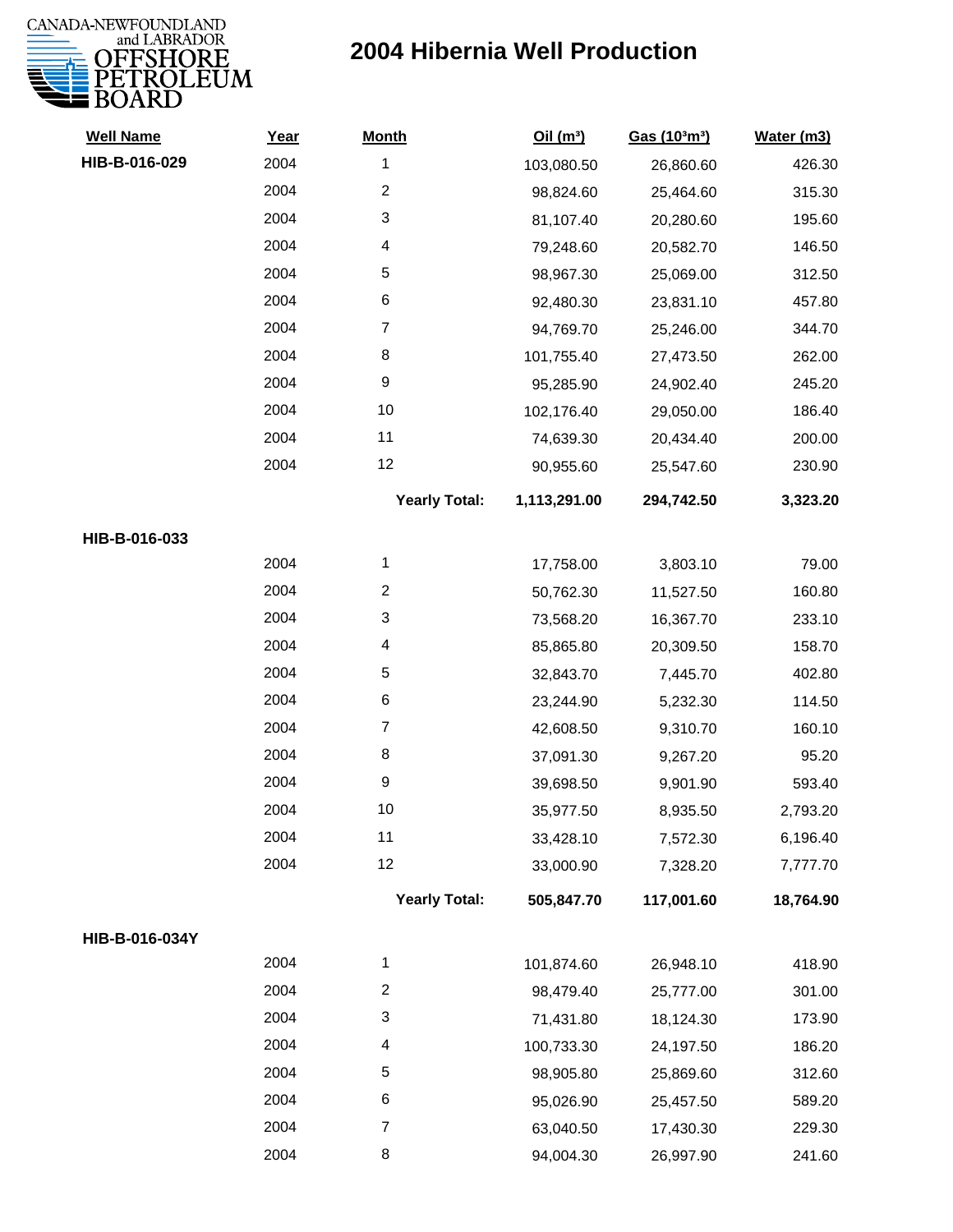# 2004 Hibernia Well Production

CANADA-NEWFOUNDLAND and LABRADOR OFFSHORE PETROLEUM BOARD

| Well Name | Year | Month | Oil ($m^3$) | Gas ($10^3m^3$) | Water (m3) |
|---|---|---|---|---|---|
| **HIB-B-016-029** | 2004 | 1 | 103,080.50 | 26,860.60 | 426.30 |
| | 2004 | 2 | 98,824.60 | 25,464.60 | 315.30 |
| | 2004 | 3 | 81,107.40 | 20,280.60 | 195.60 |
| | 2004 | 4 | 79,248.60 | 20,582.70 | 146.50 |
| | 2004 | 5 | 98,967.30 | 25,069.00 | 312.50 |
| | 2004 | 6 | 92,480.30 | 23,831.10 | 457.80 |
| | 2004 | 7 | 94,769.70 | 25,246.00 | 344.70 |
| | 2004 | 8 | 101,755.40 | 27,473.50 | 262.00 |
| | 2004 | 9 | 95,285.90 | 24,902.40 | 245.20 |
| | 2004 | 10 | 102,176.40 | 29,050.00 | 186.40 |
| | 2004 | 11 | 74,639.30 | 20,434.40 | 200.00 |
| | 2004 | 12 | 90,955.60 | 25,547.60 | 230.90 |
| | | **Yearly Total:** | **1,113,291.00** | **294,742.50** | **3,323.20** |
| **HIB-B-016-033** | | | | | |
| | 2004 | 1 | 17,758.00 | 3,803.10 | 79.00 |
| | 2004 | 2 | 50,762.30 | 11,527.50 | 160.80 |
| | 2004 | 3 | 73,568.20 | 16,367.70 | 233.10 |
| | 2004 | 4 | 85,865.80 | 20,309.50 | 158.70 |
| | 2004 | 5 | 32,843.70 | 7,445.70 | 402.80 |
| | 2004 | 6 | 23,244.90 | 5,232.30 | 114.50 |
| | 2004 | 7 | 42,608.50 | 9,310.70 | 160.10 |
| | 2004 | 8 | 37,091.30 | 9,267.20 | 95.20 |
| | 2004 | 9 | 39,698.50 | 9,901.90 | 593.40 |
| | 2004 | 10 | 35,977.50 | 8,935.50 | 2,793.20 |
| | 2004 | 11 | 33,428.10 | 7,572.30 | 6,196.40 |
| | 2004 | 12 | 33,000.90 | 7,328.20 | 7,777.70 |
| | | **Yearly Total:** | **505,847.70** | **117,001.60** | **18,764.90** |
| **HIB-B-016-034Y** | | | | | |
| | 2004 | 1 | 101,874.60 | 26,948.10 | 418.90 |
| | 2004 | 2 | 98,479.40 | 25,777.00 | 301.00 |
| | 2004 | 3 | 71,431.80 | 18,124.30 | 173.90 |
| | 2004 | 4 | 100,733.30 | 24,197.50 | 186.20 |
| | 2004 | 5 | 98,905.80 | 25,869.60 | 312.60 |
| | 2004 | 6 | 95,026.90 | 25,457.50 | 589.20 |
| | 2004 | 7 | 63,040.50 | 17,430.30 | 229.30 |
| | 2004 | 8 | 94,004.30 | 26,997.90 | 241.60 |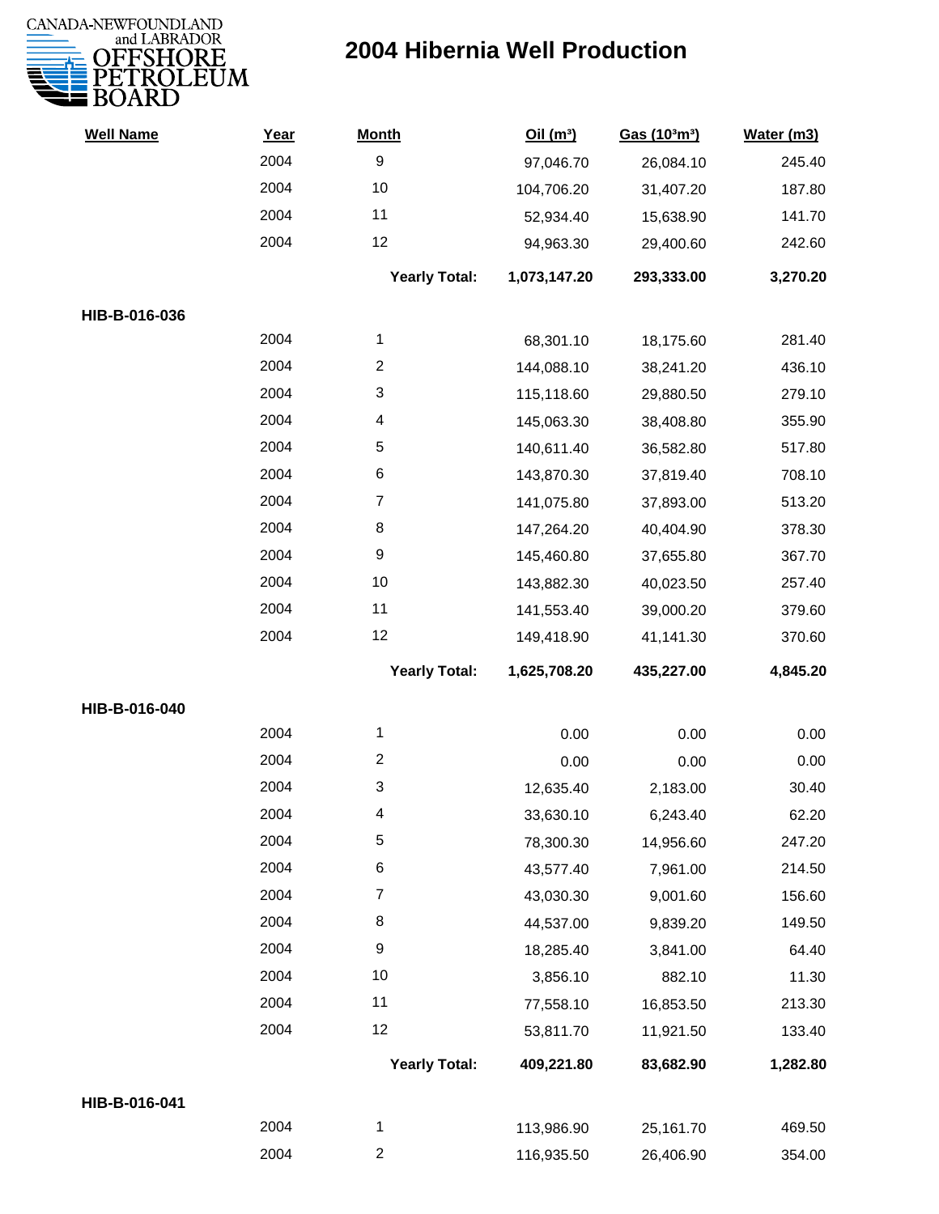# 2004 Hibernia Well Production

| Well Name | Year | Month | Oil ($m^3$) | Gas ($10^3m^3$) | Water (m3) |
|---|---|---|---|---|---|
| | 2004 | 9 | 97,046.70 | 26,084.10 | 245.40 |
| | 2004 | 10 | 104,706.20 | 31,407.20 | 187.80 |
| | 2004 | 11 | 52,934.40 | 15,638.90 | 141.70 |
| | 2004 | 12 | 94,963.30 | 29,400.60 | 242.60 |
| | | **Yearly Total:** | **1,073,147.20** | **293,333.00** | **3,270.20** |
| **HIB-B-016-036** | | | | | |
| | 2004 | 1 | 68,301.10 | 18,175.60 | 281.40 |
| | 2004 | 2 | 144,088.10 | 38,241.20 | 436.10 |
| | 2004 | 3 | 115,118.60 | 29,880.50 | 279.10 |
| | 2004 | 4 | 145,063.30 | 38,408.80 | 355.90 |
| | 2004 | 5 | 140,611.40 | 36,582.80 | 517.80 |
| | 2004 | 6 | 143,870.30 | 37,819.40 | 708.10 |
| | 2004 | 7 | 141,075.80 | 37,893.00 | 513.20 |
| | 2004 | 8 | 147,264.20 | 40,404.90 | 378.30 |
| | 2004 | 9 | 145,460.80 | 37,655.80 | 367.70 |
| | 2004 | 10 | 143,882.30 | 40,023.50 | 257.40 |
| | 2004 | 11 | 141,553.40 | 39,000.20 | 379.60 |
| | 2004 | 12 | 149,418.90 | 41,141.30 | 370.60 |
| | | **Yearly Total:** | **1,625,708.20** | **435,227.00** | **4,845.20** |
| **HIB-B-016-040** | | | | | |
| | 2004 | 1 | 0.00 | 0.00 | 0.00 |
| | 2004 | 2 | 0.00 | 0.00 | 0.00 |
| | 2004 | 3 | 12,635.40 | 2,183.00 | 30.40 |
| | 2004 | 4 | 33,630.10 | 6,243.40 | 62.20 |
| | 2004 | 5 | 78,300.30 | 14,956.60 | 247.20 |
| | 2004 | 6 | 43,577.40 | 7,961.00 | 214.50 |
| | 2004 | 7 | 43,030.30 | 9,001.60 | 156.60 |
| | 2004 | 8 | 44,537.00 | 9,839.20 | 149.50 |
| | 2004 | 9 | 18,285.40 | 3,841.00 | 64.40 |
| | 2004 | 10 | 3,856.10 | 882.10 | 11.30 |
| | 2004 | 11 | 77,558.10 | 16,853.50 | 213.30 |
| | 2004 | 12 | 53,811.70 | 11,921.50 | 133.40 |
| | | **Yearly Total:** | **409,221.80** | **83,682.90** | **1,282.80** |
| **HIB-B-016-041** | | | | | |
| | 2004 | 1 | 113,986.90 | 25,161.70 | 469.50 |
| | 2004 | 2 | 116,935.50 | 26,406.90 | 354.00 |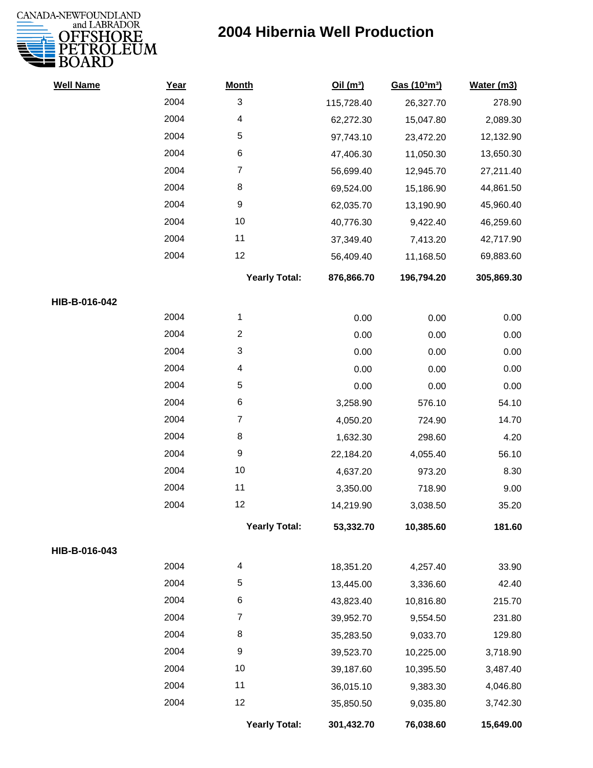# 2004 Hibernia Well Production

| Well Name | Year | Month | Oil (m³) | Gas (10³m³) | Water (m3) |
|---|---|---|---|---|---|
| | 2004 | 3 | 115,728.40 | 26,327.70 | 278.90 |
| | 2004 | 4 | 62,272.30 | 15,047.80 | 2,089.30 |
| | 2004 | 5 | 97,743.10 | 23,472.20 | 12,132.90 |
| | 2004 | 6 | 47,406.30 | 11,050.30 | 13,650.30 |
| | 2004 | 7 | 56,699.40 | 12,945.70 | 27,211.40 |
| | 2004 | 8 | 69,524.00 | 15,186.90 | 44,861.50 |
| | 2004 | 9 | 62,035.70 | 13,190.90 | 45,960.40 |
| | 2004 | 10 | 40,776.30 | 9,422.40 | 46,259.60 |
| | 2004 | 11 | 37,349.40 | 7,413.20 | 42,717.90 |
| | 2004 | 12 | 56,409.40 | 11,168.50 | 69,883.60 |
| | | **Yearly Total:** | **876,866.70** | **196,794.20** | **305,869.30** |
| **HIB-B-016-042** | | | | | |
| | 2004 | 1 | 0.00 | 0.00 | 0.00 |
| | 2004 | 2 | 0.00 | 0.00 | 0.00 |
| | 2004 | 3 | 0.00 | 0.00 | 0.00 |
| | 2004 | 4 | 0.00 | 0.00 | 0.00 |
| | 2004 | 5 | 0.00 | 0.00 | 0.00 |
| | 2004 | 6 | 3,258.90 | 576.10 | 54.10 |
| | 2004 | 7 | 4,050.20 | 724.90 | 14.70 |
| | 2004 | 8 | 1,632.30 | 298.60 | 4.20 |
| | 2004 | 9 | 22,184.20 | 4,055.40 | 56.10 |
| | 2004 | 10 | 4,637.20 | 973.20 | 8.30 |
| | 2004 | 11 | 3,350.00 | 718.90 | 9.00 |
| | 2004 | 12 | 14,219.90 | 3,038.50 | 35.20 |
| | | **Yearly Total:** | **53,332.70** | **10,385.60** | **181.60** |
| **HIB-B-016-043** | | | | | |
| | 2004 | 4 | 18,351.20 | 4,257.40 | 33.90 |
| | 2004 | 5 | 13,445.00 | 3,336.60 | 42.40 |
| | 2004 | 6 | 43,823.40 | 10,816.80 | 215.70 |
| | 2004 | 7 | 39,952.70 | 9,554.50 | 231.80 |
| | 2004 | 8 | 35,283.50 | 9,033.70 | 129.80 |
| | 2004 | 9 | 39,523.70 | 10,225.00 | 3,718.90 |
| | 2004 | 10 | 39,187.60 | 10,395.50 | 3,487.40 |
| | 2004 | 11 | 36,015.10 | 9,383.30 | 4,046.80 |
| | 2004 | 12 | 35,850.50 | 9,035.80 | 3,742.30 |
| | | **Yearly Total:** | **301,432.70** | **76,038.60** | **15,649.00** |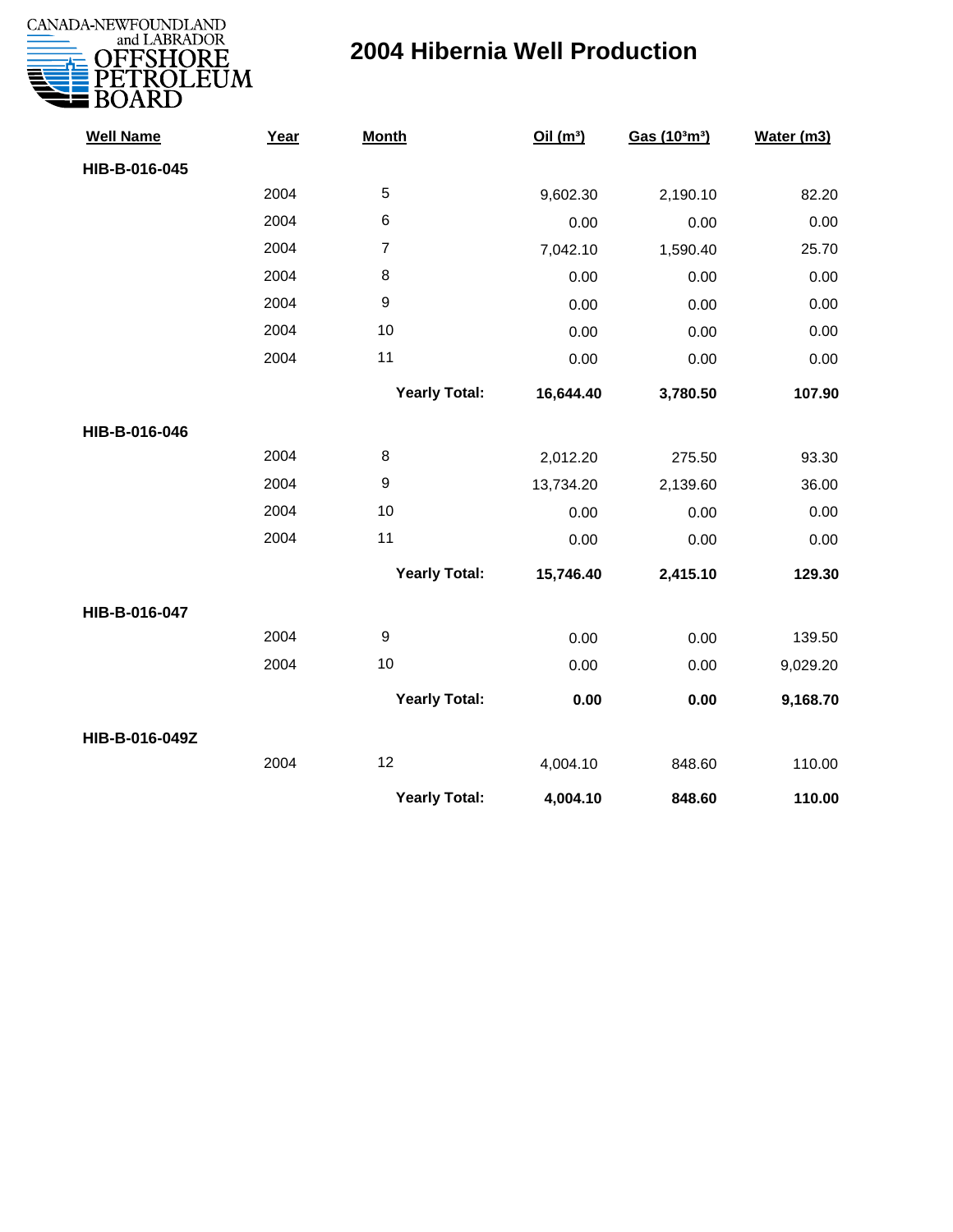CANADA-NEWFOUNDLAND and LABRADOR OFFSHORE PETROLEUM BOARD

# 2004 Hibernia Well Production

| Well Name | Year | Month | Oil ($m^3$) | Gas ($10^3m^3$) | Water (m3) |
|---|---|---|---|---|---|
| **HIB-B-016-045** | | | | | |
| | 2004 | 5 | 9,602.30 | 2,190.10 | 82.20 |
| | 2004 | 6 | 0.00 | 0.00 | 0.00 |
| | 2004 | 7 | 7,042.10 | 1,590.40 | 25.70 |
| | 2004 | 8 | 0.00 | 0.00 | 0.00 |
| | 2004 | 9 | 0.00 | 0.00 | 0.00 |
| | 2004 | 10 | 0.00 | 0.00 | 0.00 |
| | 2004 | 11 | 0.00 | 0.00 | 0.00 |
| | | **Yearly Total:** | **16,644.40** | **3,780.50** | **107.90** |
| **HIB-B-016-046** | | | | | |
| | 2004 | 8 | 2,012.20 | 275.50 | 93.30 |
| | 2004 | 9 | 13,734.20 | 2,139.60 | 36.00 |
| | 2004 | 10 | 0.00 | 0.00 | 0.00 |
| | 2004 | 11 | 0.00 | 0.00 | 0.00 |
| | | **Yearly Total:** | **15,746.40** | **2,415.10** | **129.30** |
| **HIB-B-016-047** | | | | | |
| | 2004 | 9 | 0.00 | 0.00 | 139.50 |
| | 2004 | 10 | 0.00 | 0.00 | 9,029.20 |
| | | **Yearly Total:** | **0.00** | **0.00** | **9,168.70** |
| **HIB-B-016-049Z** | | | | | |
| | 2004 | 12 | 4,004.10 | 848.60 | 110.00 |
| | | **Yearly Total:** | **4,004.10** | **848.60** | **110.00** |